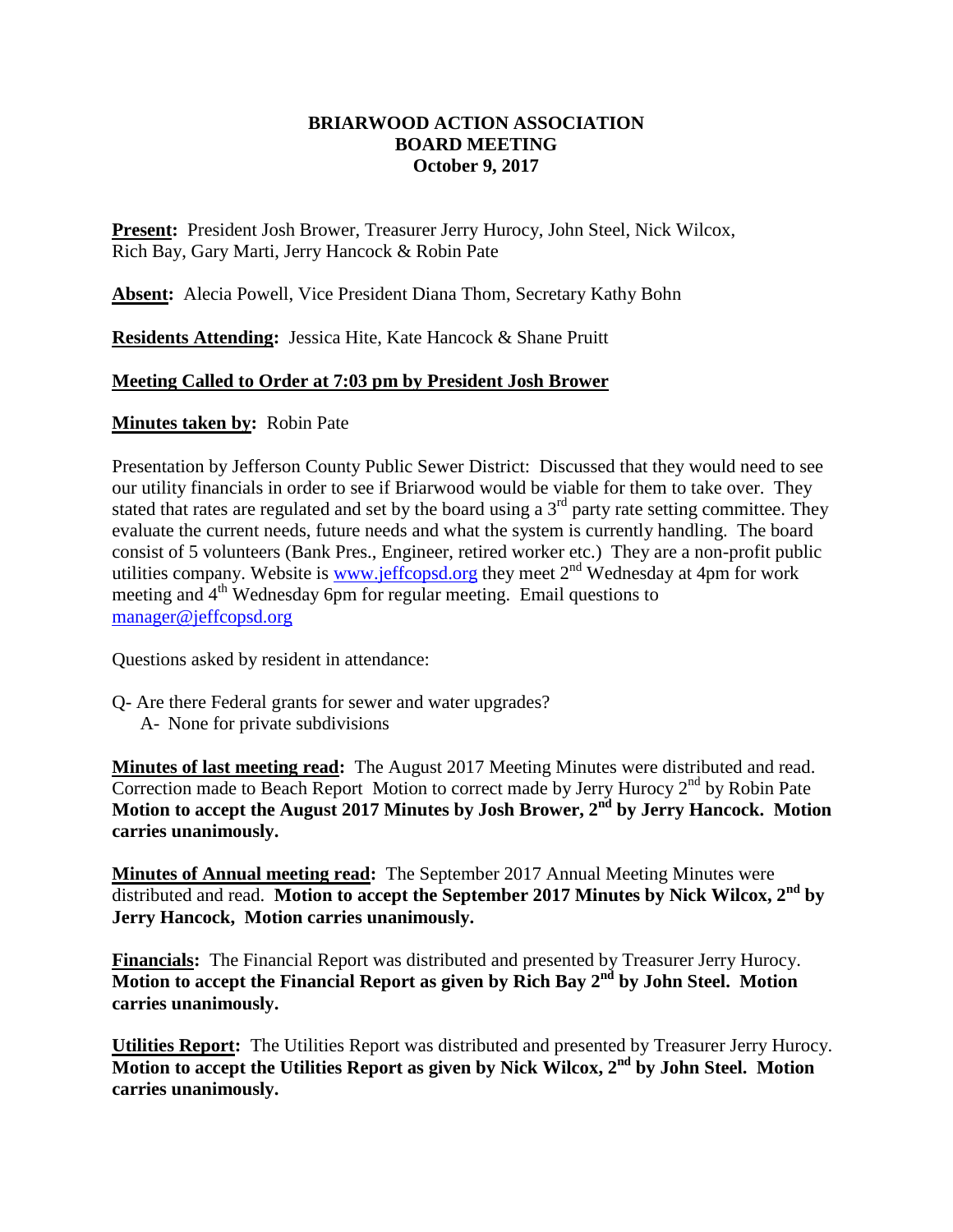# BRIARWOOD ACTION ASSOCIATION
## BOARD MEETING
### October 9, 2017

**Present:** President Josh Brower, Treasurer Jerry Hurocy, John Steel, Nick Wilcox, Rich Bay, Gary Marti, Jerry Hancock & Robin Pate

**Absent:** Alecia Powell, Vice President Diana Thom, Secretary Kathy Bohn

**Residents Attending:** Jessica Hite, Kate Hancock & Shane Pruitt

**Meeting Called to Order at 7:03 pm by President Josh Brower**

**Minutes taken by:** Robin Pate

Presentation by Jefferson County Public Sewer District: Discussed that they would need to see our utility financials in order to see if Briarwood would be viable for them to take over. They stated that rates are regulated and set by the board using a 3rd party rate setting committee. They evaluate the current needs, future needs and what the system is currently handling. The board consist of 5 volunteers (Bank Pres., Engineer, retired worker etc.) They are a non-profit public utilities company. Website is www.jeffcopsd.org they meet 2nd Wednesday at 4pm for work meeting and 4th Wednesday 6pm for regular meeting. Email questions to manager@jeffcopsd.org

Questions asked by resident in attendance:

Q- Are there Federal grants for sewer and water upgrades?
   A- None for private subdivisions

**Minutes of last meeting read:** The August 2017 Meeting Minutes were distributed and read. Correction made to Beach Report Motion to correct made by Jerry Hurocy 2nd by Robin Pate **Motion to accept the August 2017 Minutes by Josh Brower, 2nd by Jerry Hancock. Motion carries unanimously.**

**Minutes of Annual meeting read:** The September 2017 Annual Meeting Minutes were distributed and read. **Motion to accept the September 2017 Minutes by Nick Wilcox, 2nd by Jerry Hancock, Motion carries unanimously.**

**Financials:** The Financial Report was distributed and presented by Treasurer Jerry Hurocy. **Motion to accept the Financial Report as given by Rich Bay 2nd by John Steel. Motion carries unanimously.**

**Utilities Report:** The Utilities Report was distributed and presented by Treasurer Jerry Hurocy. **Motion to accept the Utilities Report as given by Nick Wilcox, 2nd by John Steel. Motion carries unanimously.**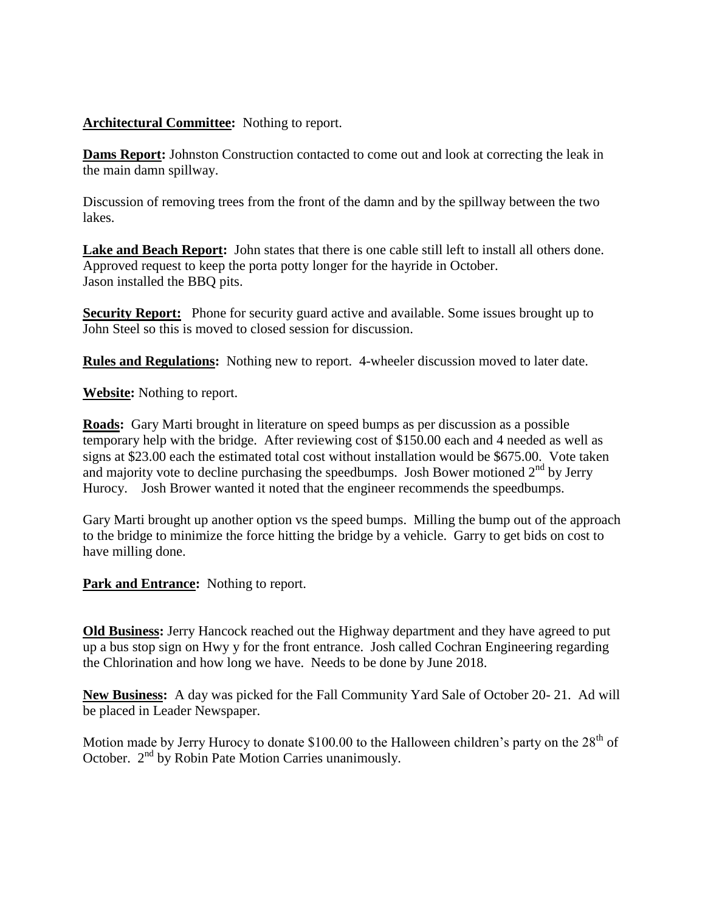**Architectural Committee:** Nothing to report.

**Dams Report:** Johnston Construction contacted to come out and look at correcting the leak in the main damn spillway.

Discussion of removing trees from the front of the damn and by the spillway between the two lakes.

**Lake and Beach Report:** John states that there is one cable still left to install all others done. Approved request to keep the porta potty longer for the hayride in October. Jason installed the BBQ pits.

**Security Report:** Phone for security guard active and available. Some issues brought up to John Steel so this is moved to closed session for discussion.

**Rules and Regulations:** Nothing new to report. 4-wheeler discussion moved to later date.

**Website:** Nothing to report.

**Roads:** Gary Marti brought in literature on speed bumps as per discussion as a possible temporary help with the bridge. After reviewing cost of $150.00 each and 4 needed as well as signs at $23.00 each the estimated total cost without installation would be $675.00. Vote taken and majority vote to decline purchasing the speedbumps. Josh Bower motioned 2nd by Jerry Hurocy. Josh Brower wanted it noted that the engineer recommends the speedbumps.

Gary Marti brought up another option vs the speed bumps. Milling the bump out of the approach to the bridge to minimize the force hitting the bridge by a vehicle. Garry to get bids on cost to have milling done.

**Park and Entrance:** Nothing to report.

**Old Business:** Jerry Hancock reached out the Highway department and they have agreed to put up a bus stop sign on Hwy y for the front entrance. Josh called Cochran Engineering regarding the Chlorination and how long we have. Needs to be done by June 2018.

**New Business:** A day was picked for the Fall Community Yard Sale of October 20- 21. Ad will be placed in Leader Newspaper.

Motion made by Jerry Hurocy to donate $100.00 to the Halloween children's party on the 28th of October. 2nd by Robin Pate Motion Carries unanimously.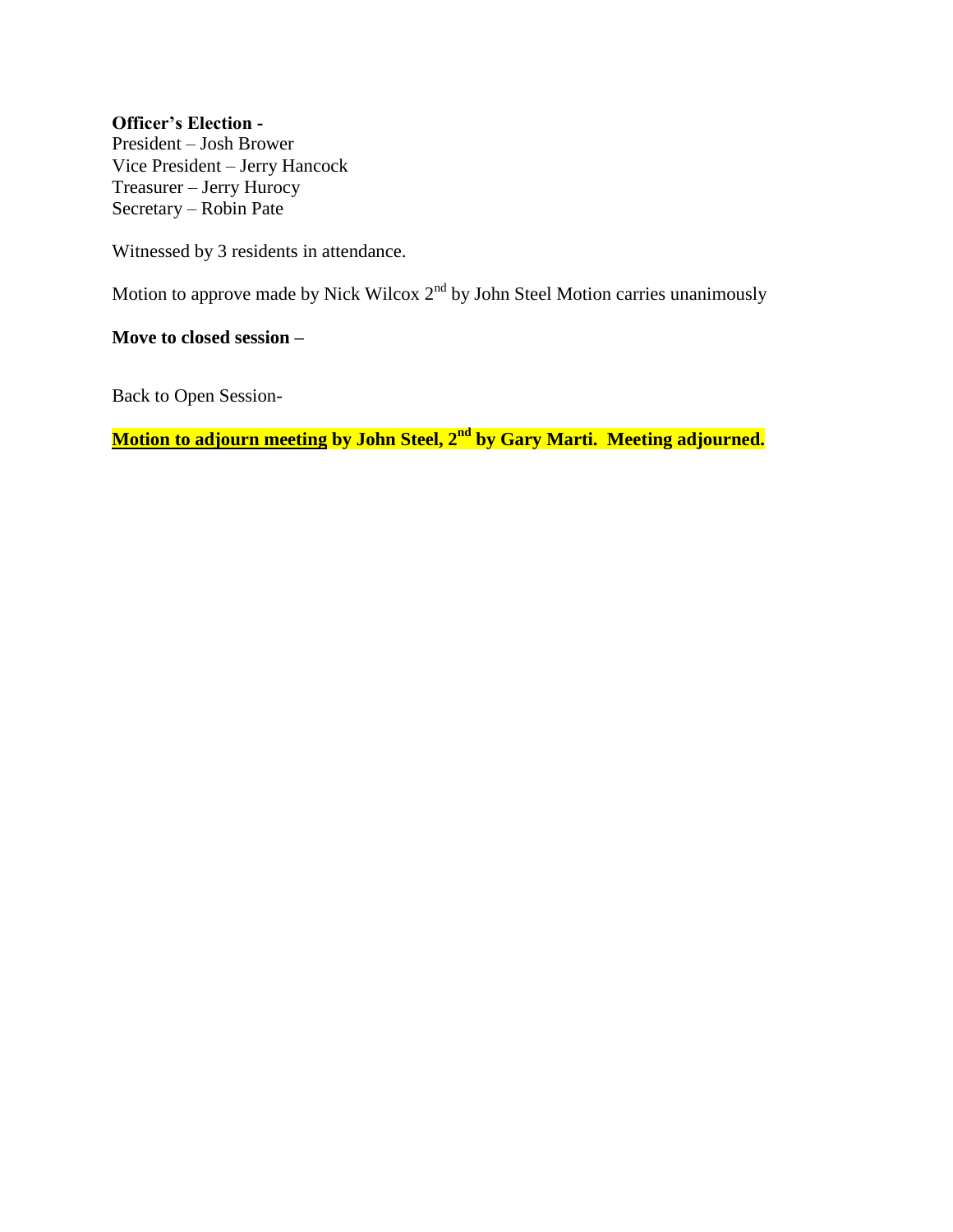**Officer's Election -**
President – Josh Brower
Vice President – Jerry Hancock
Treasurer – Jerry Hurocy
Secretary – Robin Pate

Witnessed by 3 residents in attendance.

Motion to approve made by Nick Wilcox 2nd by John Steel Motion carries unanimously

**Move to closed session –**

Back to Open Session-

**Motion to adjourn meeting by John Steel, 2nd by Gary Marti. Meeting adjourned.**